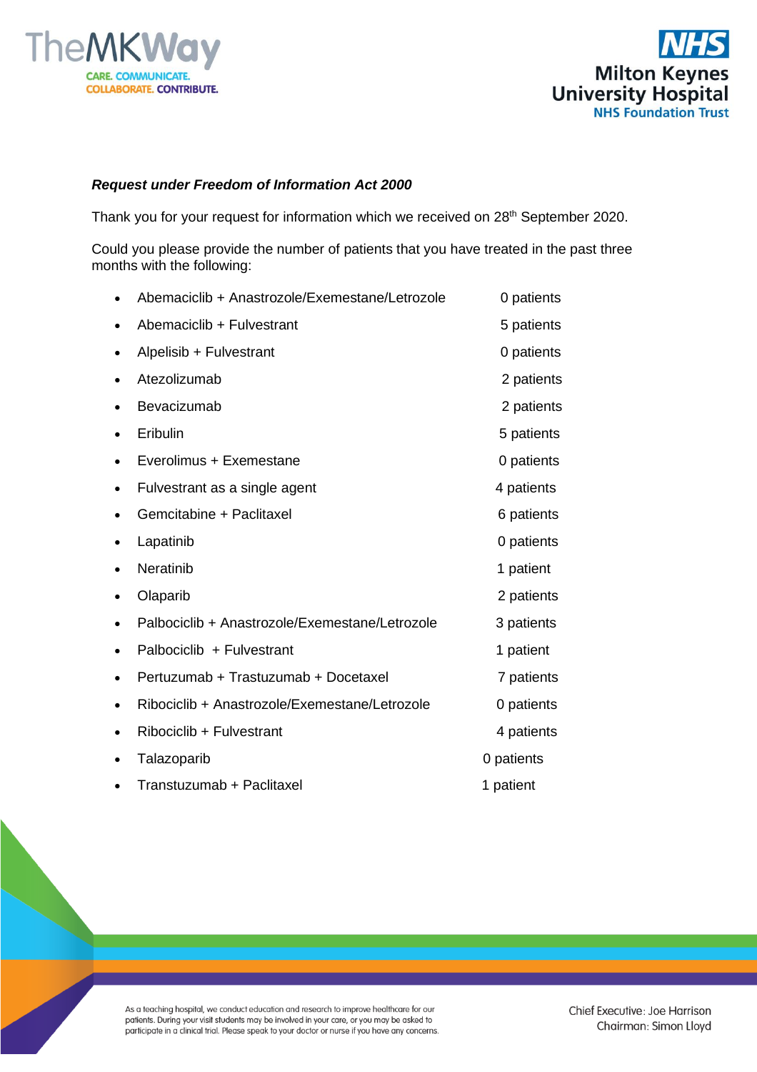*Request under Freedom of Information Act 2000*

Thank you for your request for information which we received on 28th September 2020.

Could you please provide the number of patients that you have treated in the past three months with the following:

- Abemaciclib + Anastrozole/Exemestane/Letrozole — 0 patients
- Abemaciclib + Fulvestrant — 5 patients
- Alpelisib + Fulvestrant — 0 patients
- Atezolizumab — 2 patients
- Bevacizumab — 2 patients
- Eribulin — 5 patients
- Everolimus + Exemestane — 0 patients
- Fulvestrant as a single agent — 4 patients
- Gemcitabine + Paclitaxel — 6 patients
- Lapatinib — 0 patients
- Neratinib — 1 patient
- Olaparib — 2 patients
- Palbociclib + Anastrozole/Exemestane/Letrozole — 3 patients
- Palbociclib + Fulvestrant — 1 patient
- Pertuzumab + Trastuzumab + Docetaxel — 7 patients
- Ribociclib + Anastrozole/Exemestane/Letrozole — 0 patients
- Ribociclib + Fulvestrant — 4 patients
- Talazoparib — 0 patients
- Transtuzumab + Paclitaxel — 1 patient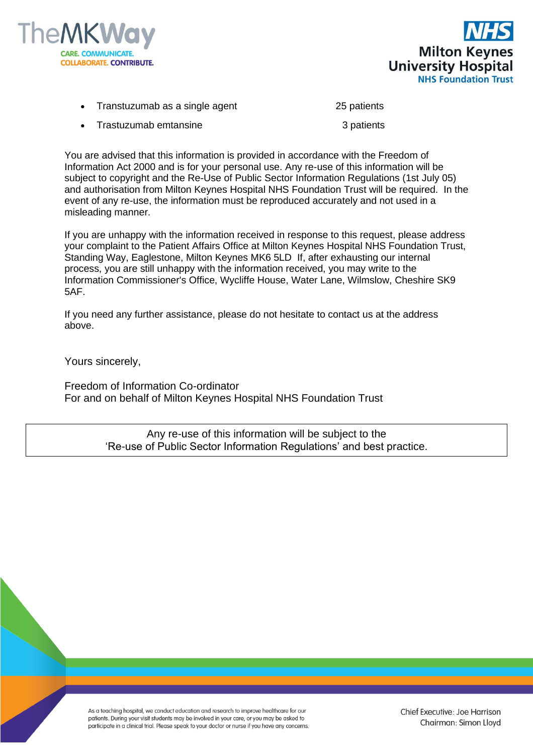- Transtuzumab as a single agent 25 patients
- Trastuzumab emtansine 3 patients

You are advised that this information is provided in accordance with the Freedom of Information Act 2000 and is for your personal use. Any re-use of this information will be subject to copyright and the Re-Use of Public Sector Information Regulations (1st July 05) and authorisation from Milton Keynes Hospital NHS Foundation Trust will be required. In the event of any re-use, the information must be reproduced accurately and not used in a misleading manner.

If you are unhappy with the information received in response to this request, please address your complaint to the Patient Affairs Office at Milton Keynes Hospital NHS Foundation Trust, Standing Way, Eaglestone, Milton Keynes MK6 5LD If, after exhausting our internal process, you are still unhappy with the information received, you may write to the Information Commissioner's Office, Wycliffe House, Water Lane, Wilmslow, Cheshire SK9 5AF.

If you need any further assistance, please do not hesitate to contact us at the address above.

Yours sincerely,

Freedom of Information Co-ordinator
For and on behalf of Milton Keynes Hospital NHS Foundation Trust

> Any re-use of this information will be subject to the
> 'Re-use of Public Sector Information Regulations' and best practice.

As a teaching hospital, we conduct education and research to improve healthcare for our patients. During your visit students may be involved in your care, or you may be asked to participate in a clinical trial. Please speak to your doctor or nurse if you have any concerns.

Chief Executive: Joe Harrison
Chairman: Simon Lloyd